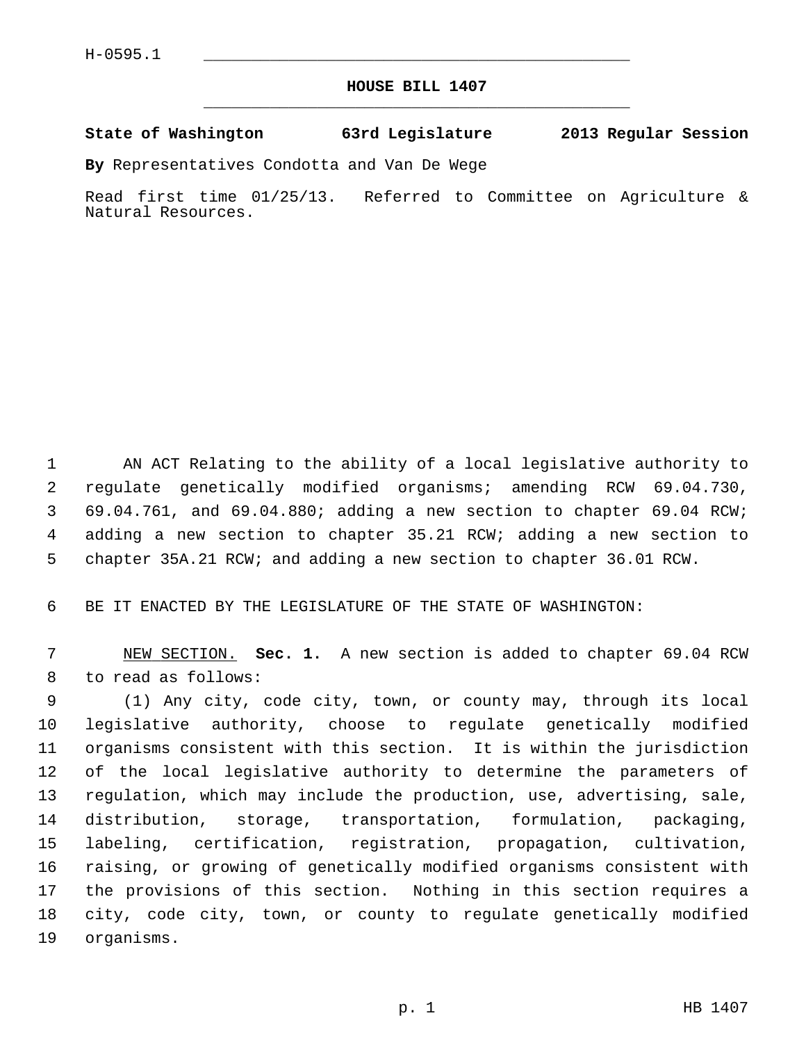H-0595.1

# HOUSE BILL 1407

**State of Washington 63rd Legislature 2013 Regular Session**

**By** Representatives Condotta and Van De Wege

Read first time 01/25/13. Referred to Committee on Agriculture & Natural Resources.

AN ACT Relating to the ability of a local legislative authority to regulate genetically modified organisms; amending RCW 69.04.730, 69.04.761, and 69.04.880; adding a new section to chapter 69.04 RCW; adding a new section to chapter 35.21 RCW; adding a new section to chapter 35A.21 RCW; and adding a new section to chapter 36.01 RCW.

BE IT ENACTED BY THE LEGISLATURE OF THE STATE OF WASHINGTON:

NEW SECTION. **Sec. 1.** A new section is added to chapter 69.04 RCW to read as follows:

(1) Any city, code city, town, or county may, through its local legislative authority, choose to regulate genetically modified organisms consistent with this section. It is within the jurisdiction of the local legislative authority to determine the parameters of regulation, which may include the production, use, advertising, sale, distribution, storage, transportation, formulation, packaging, labeling, certification, registration, propagation, cultivation, raising, or growing of genetically modified organisms consistent with the provisions of this section. Nothing in this section requires a city, code city, town, or county to regulate genetically modified organisms.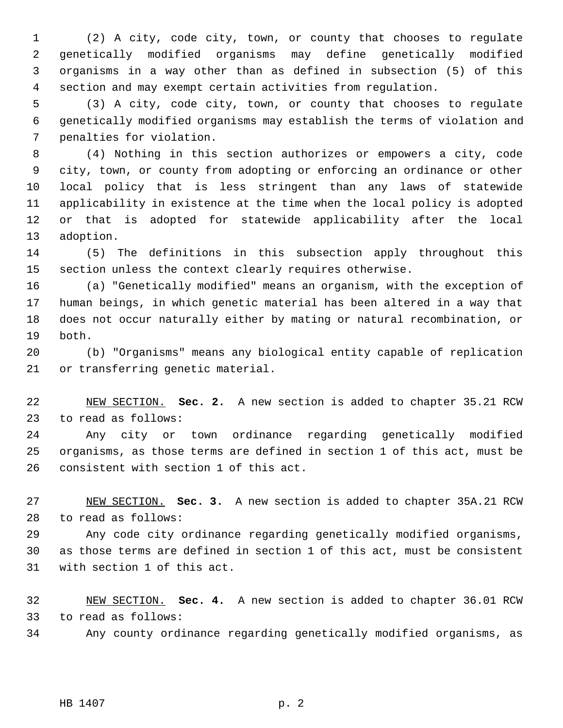(2) A city, code city, town, or county that chooses to regulate genetically modified organisms may define genetically modified organisms in a way other than as defined in subsection (5) of this section and may exempt certain activities from regulation.

(3) A city, code city, town, or county that chooses to regulate genetically modified organisms may establish the terms of violation and penalties for violation.

(4) Nothing in this section authorizes or empowers a city, code city, town, or county from adopting or enforcing an ordinance or other local policy that is less stringent than any laws of statewide applicability in existence at the time when the local policy is adopted or that is adopted for statewide applicability after the local adoption.

(5) The definitions in this subsection apply throughout this section unless the context clearly requires otherwise.

(a) "Genetically modified" means an organism, with the exception of human beings, in which genetic material has been altered in a way that does not occur naturally either by mating or natural recombination, or both.

(b) "Organisms" means any biological entity capable of replication or transferring genetic material.

NEW SECTION. **Sec. 2.** A new section is added to chapter 35.21 RCW to read as follows:

Any city or town ordinance regarding genetically modified organisms, as those terms are defined in section 1 of this act, must be consistent with section 1 of this act.

NEW SECTION. **Sec. 3.** A new section is added to chapter 35A.21 RCW to read as follows:

Any code city ordinance regarding genetically modified organisms, as those terms are defined in section 1 of this act, must be consistent with section 1 of this act.

NEW SECTION. **Sec. 4.** A new section is added to chapter 36.01 RCW to read as follows:

Any county ordinance regarding genetically modified organisms, as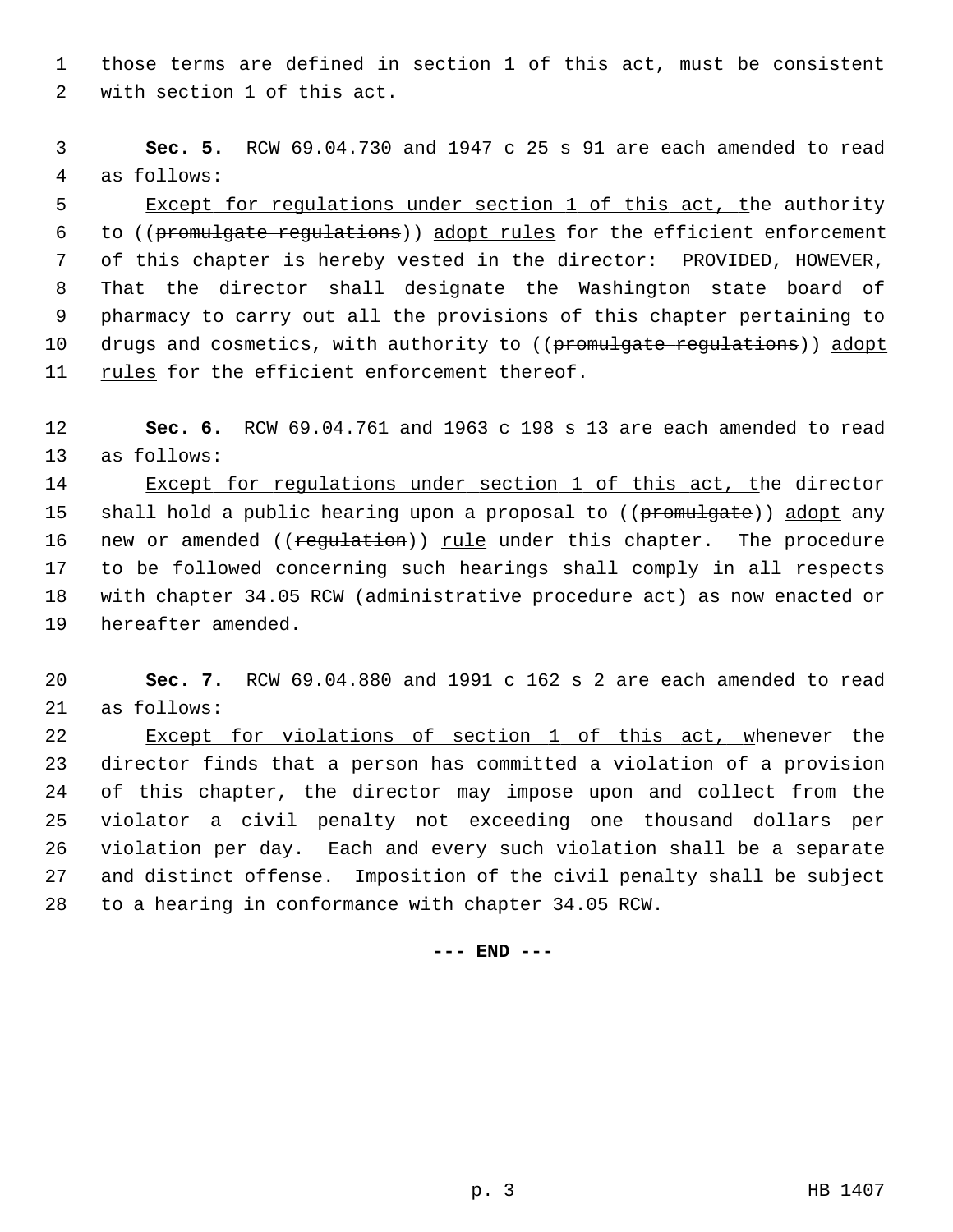those terms are defined in section 1 of this act, must be consistent with section 1 of this act.

**Sec. 5.** RCW 69.04.730 and 1947 c 25 s 91 are each amended to read as follows:

<u>Except for regulations under section 1 of this act, t</u>he authority to ((~~promulgate regulations~~)) <u>adopt rules</u> for the efficient enforcement of this chapter is hereby vested in the director: PROVIDED, HOWEVER, That the director shall designate the Washington state board of pharmacy to carry out all the provisions of this chapter pertaining to drugs and cosmetics, with authority to ((~~promulgate regulations~~)) <u>adopt rules</u> for the efficient enforcement thereof.

**Sec. 6.** RCW 69.04.761 and 1963 c 198 s 13 are each amended to read as follows:

<u>Except for regulations under section 1 of this act, t</u>he director shall hold a public hearing upon a proposal to ((~~promulgate~~)) <u>adopt</u> any new or amended ((~~regulation~~)) <u>rule</u> under this chapter. The procedure to be followed concerning such hearings shall comply in all respects with chapter 34.05 RCW (<u>a</u>dministrative <u>p</u>rocedure <u>a</u>ct) as now enacted or hereafter amended.

**Sec. 7.** RCW 69.04.880 and 1991 c 162 s 2 are each amended to read as follows:

<u>Except for violations of section 1 of this act, w</u>henever the director finds that a person has committed a violation of a provision of this chapter, the director may impose upon and collect from the violator a civil penalty not exceeding one thousand dollars per violation per day. Each and every such violation shall be a separate and distinct offense. Imposition of the civil penalty shall be subject to a hearing in conformance with chapter 34.05 RCW.

**--- END ---**